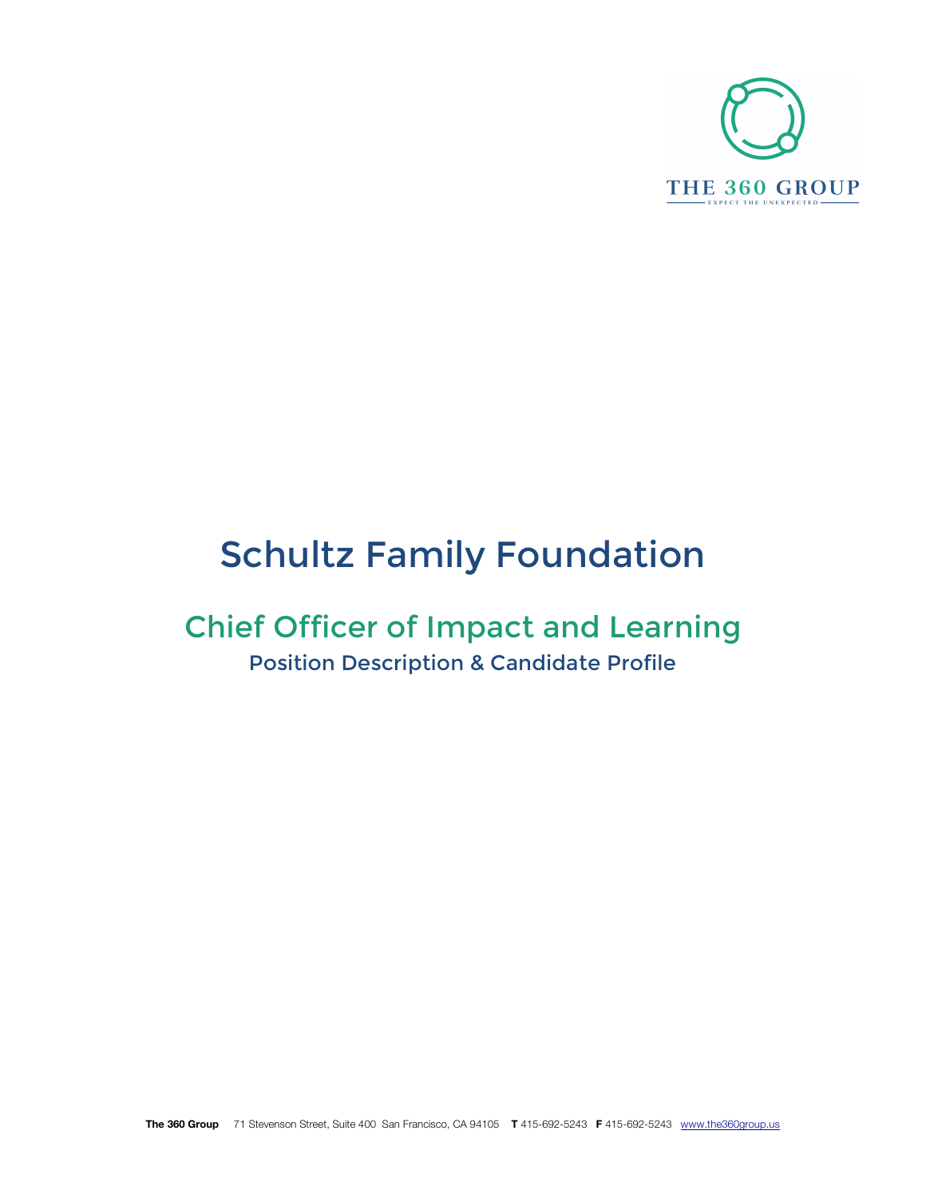THE 360 GROUP

EXPECT THE UNEXPECTED

# Schultz Family Foundation

## Chief Officer of Impact and Learning

### Position Description & Candidate Profile

**The 360 Group** 71 Stevenson Street, Suite 400 San Francisco, CA 94105 **T** 415-692-5243 **F** 415-692-5243 www.the360group.us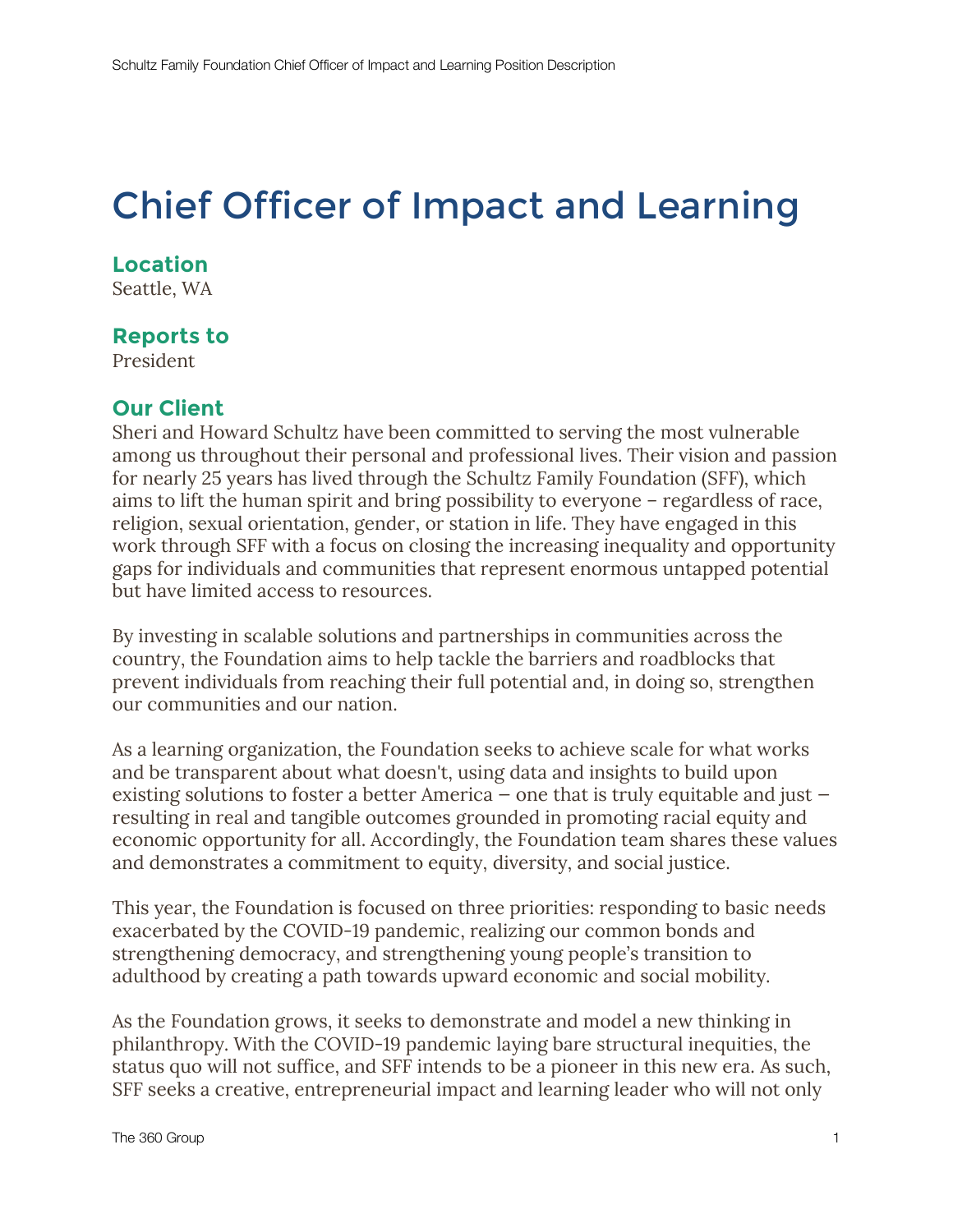# Chief Officer of Impact and Learning

### Location

Seattle, WA

### Reports to

President

### Our Client

Sheri and Howard Schultz have been committed to serving the most vulnerable among us throughout their personal and professional lives. Their vision and passion for nearly 25 years has lived through the Schultz Family Foundation (SFF), which aims to lift the human spirit and bring possibility to everyone – regardless of race, religion, sexual orientation, gender, or station in life. They have engaged in this work through SFF with a focus on closing the increasing inequality and opportunity gaps for individuals and communities that represent enormous untapped potential but have limited access to resources.

By investing in scalable solutions and partnerships in communities across the country, the Foundation aims to help tackle the barriers and roadblocks that prevent individuals from reaching their full potential and, in doing so, strengthen our communities and our nation.

As a learning organization, the Foundation seeks to achieve scale for what works and be transparent about what doesn't, using data and insights to build upon existing solutions to foster a better America – one that is truly equitable and just – resulting in real and tangible outcomes grounded in promoting racial equity and economic opportunity for all. Accordingly, the Foundation team shares these values and demonstrates a commitment to equity, diversity, and social justice.

This year, the Foundation is focused on three priorities: responding to basic needs exacerbated by the COVID-19 pandemic, realizing our common bonds and strengthening democracy, and strengthening young people's transition to adulthood by creating a path towards upward economic and social mobility.

As the Foundation grows, it seeks to demonstrate and model a new thinking in philanthropy. With the COVID-19 pandemic laying bare structural inequities, the status quo will not suffice, and SFF intends to be a pioneer in this new era. As such, SFF seeks a creative, entrepreneurial impact and learning leader who will not only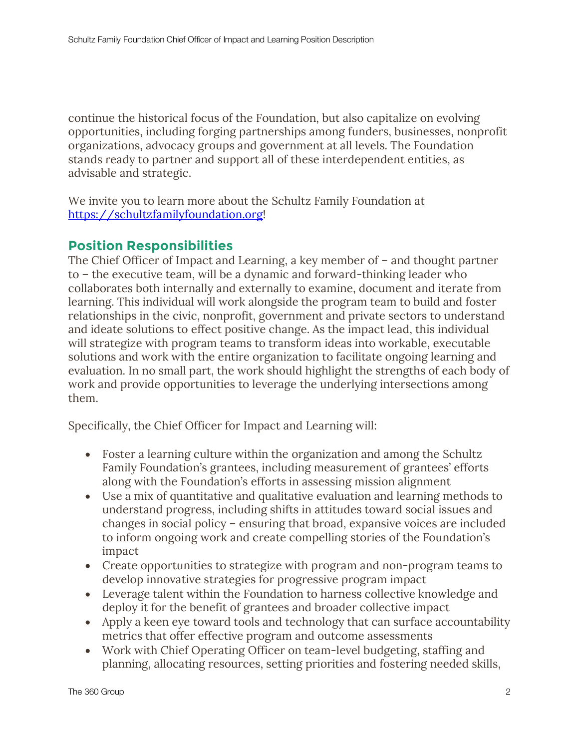continue the historical focus of the Foundation, but also capitalize on evolving opportunities, including forging partnerships among funders, businesses, nonprofit organizations, advocacy groups and government at all levels. The Foundation stands ready to partner and support all of these interdependent entities, as advisable and strategic.

We invite you to learn more about the Schultz Family Foundation at [https://schultzfamilyfoundation.org](https://schultzfamilyfoundation.org)!

## Position Responsibilities

The Chief Officer of Impact and Learning, a key member of – and thought partner to – the executive team, will be a dynamic and forward-thinking leader who collaborates both internally and externally to examine, document and iterate from learning. This individual will work alongside the program team to build and foster relationships in the civic, nonprofit, government and private sectors to understand and ideate solutions to effect positive change. As the impact lead, this individual will strategize with program teams to transform ideas into workable, executable solutions and work with the entire organization to facilitate ongoing learning and evaluation. In no small part, the work should highlight the strengths of each body of work and provide opportunities to leverage the underlying intersections among them.

Specifically, the Chief Officer for Impact and Learning will:

- Foster a learning culture within the organization and among the Schultz Family Foundation's grantees, including measurement of grantees' efforts along with the Foundation's efforts in assessing mission alignment
- Use a mix of quantitative and qualitative evaluation and learning methods to understand progress, including shifts in attitudes toward social issues and changes in social policy – ensuring that broad, expansive voices are included to inform ongoing work and create compelling stories of the Foundation's impact
- Create opportunities to strategize with program and non-program teams to develop innovative strategies for progressive program impact
- Leverage talent within the Foundation to harness collective knowledge and deploy it for the benefit of grantees and broader collective impact
- Apply a keen eye toward tools and technology that can surface accountability metrics that offer effective program and outcome assessments
- Work with Chief Operating Officer on team-level budgeting, staffing and planning, allocating resources, setting priorities and fostering needed skills,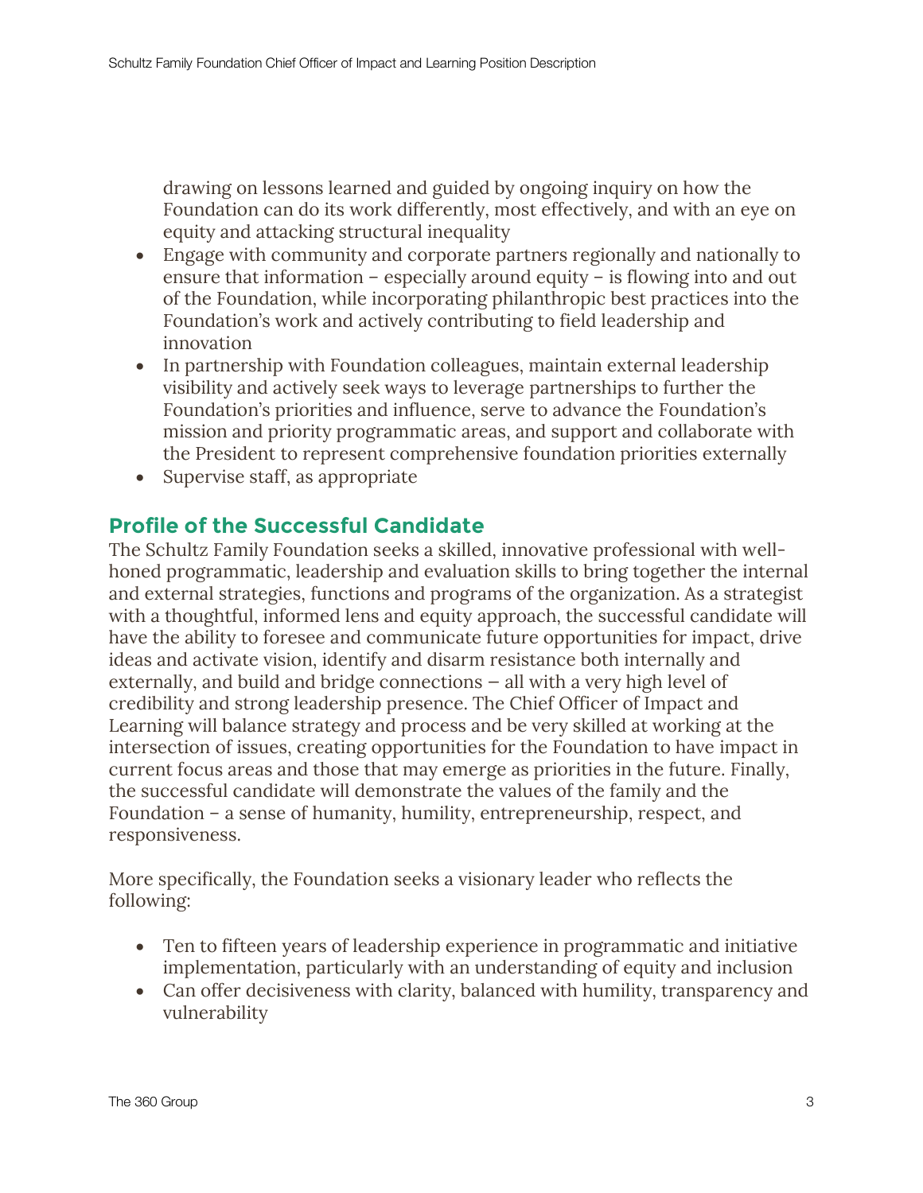drawing on lessons learned and guided by ongoing inquiry on how the Foundation can do its work differently, most effectively, and with an eye on equity and attacking structural inequality

- Engage with community and corporate partners regionally and nationally to ensure that information – especially around equity – is flowing into and out of the Foundation, while incorporating philanthropic best practices into the Foundation's work and actively contributing to field leadership and innovation
- In partnership with Foundation colleagues, maintain external leadership visibility and actively seek ways to leverage partnerships to further the Foundation's priorities and influence, serve to advance the Foundation's mission and priority programmatic areas, and support and collaborate with the President to represent comprehensive foundation priorities externally
- Supervise staff, as appropriate

## Profile of the Successful Candidate

The Schultz Family Foundation seeks a skilled, innovative professional with well-honed programmatic, leadership and evaluation skills to bring together the internal and external strategies, functions and programs of the organization. As a strategist with a thoughtful, informed lens and equity approach, the successful candidate will have the ability to foresee and communicate future opportunities for impact, drive ideas and activate vision, identify and disarm resistance both internally and externally, and build and bridge connections — all with a very high level of credibility and strong leadership presence. The Chief Officer of Impact and Learning will balance strategy and process and be very skilled at working at the intersection of issues, creating opportunities for the Foundation to have impact in current focus areas and those that may emerge as priorities in the future. Finally, the successful candidate will demonstrate the values of the family and the Foundation – a sense of humanity, humility, entrepreneurship, respect, and responsiveness.

More specifically, the Foundation seeks a visionary leader who reflects the following:

- Ten to fifteen years of leadership experience in programmatic and initiative implementation, particularly with an understanding of equity and inclusion
- Can offer decisiveness with clarity, balanced with humility, transparency and vulnerability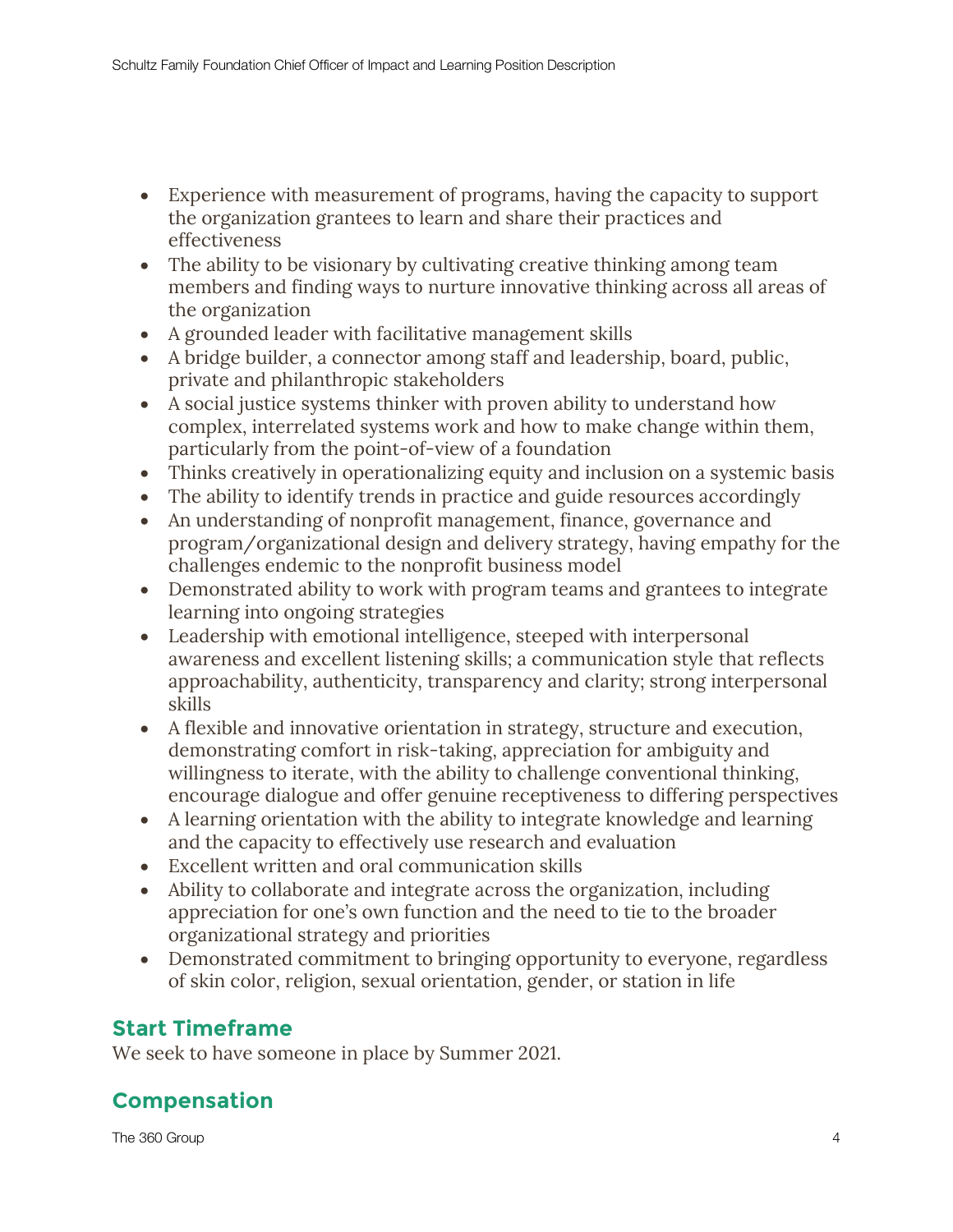- Experience with measurement of programs, having the capacity to support the organization grantees to learn and share their practices and effectiveness
- The ability to be visionary by cultivating creative thinking among team members and finding ways to nurture innovative thinking across all areas of the organization
- A grounded leader with facilitative management skills
- A bridge builder, a connector among staff and leadership, board, public, private and philanthropic stakeholders
- A social justice systems thinker with proven ability to understand how complex, interrelated systems work and how to make change within them, particularly from the point-of-view of a foundation
- Thinks creatively in operationalizing equity and inclusion on a systemic basis
- The ability to identify trends in practice and guide resources accordingly
- An understanding of nonprofit management, finance, governance and program/organizational design and delivery strategy, having empathy for the challenges endemic to the nonprofit business model
- Demonstrated ability to work with program teams and grantees to integrate learning into ongoing strategies
- Leadership with emotional intelligence, steeped with interpersonal awareness and excellent listening skills; a communication style that reflects approachability, authenticity, transparency and clarity; strong interpersonal skills
- A flexible and innovative orientation in strategy, structure and execution, demonstrating comfort in risk-taking, appreciation for ambiguity and willingness to iterate, with the ability to challenge conventional thinking, encourage dialogue and offer genuine receptiveness to differing perspectives
- A learning orientation with the ability to integrate knowledge and learning and the capacity to effectively use research and evaluation
- Excellent written and oral communication skills
- Ability to collaborate and integrate across the organization, including appreciation for one's own function and the need to tie to the broader organizational strategy and priorities
- Demonstrated commitment to bringing opportunity to everyone, regardless of skin color, religion, sexual orientation, gender, or station in life

## Start Timeframe

We seek to have someone in place by Summer 2021.

## Compensation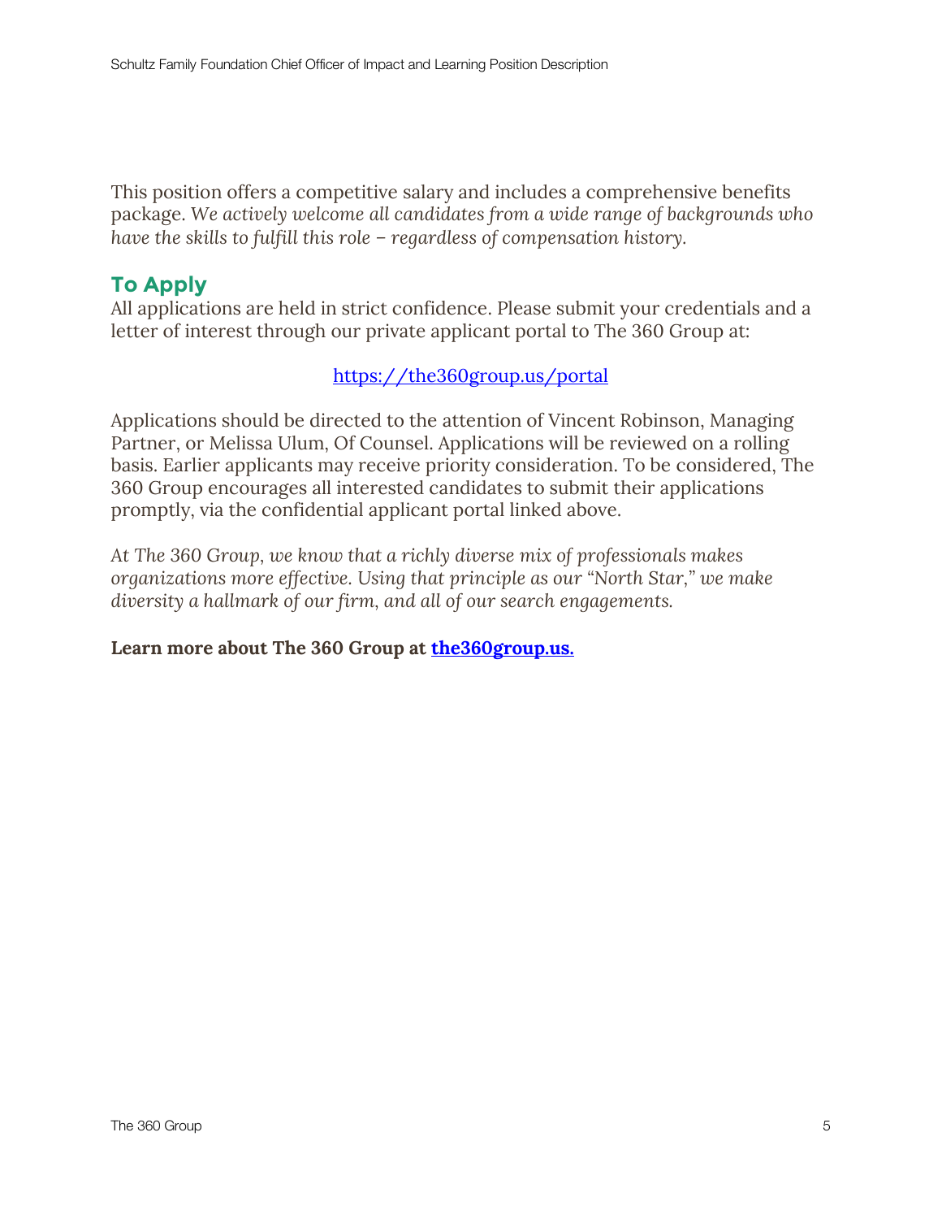This position offers a competitive salary and includes a comprehensive benefits package. *We actively welcome all candidates from a wide range of backgrounds who have the skills to fulfill this role – regardless of compensation history.*

## To Apply

All applications are held in strict confidence. Please submit your credentials and a letter of interest through our private applicant portal to The 360 Group at:

[https://the360group.us/portal](https://the360group.us/portal)

Applications should be directed to the attention of Vincent Robinson, Managing Partner, or Melissa Ulum, Of Counsel. Applications will be reviewed on a rolling basis. Earlier applicants may receive priority consideration. To be considered, The 360 Group encourages all interested candidates to submit their applications promptly, via the confidential applicant portal linked above.

*At The 360 Group, we know that a richly diverse mix of professionals makes organizations more effective. Using that principle as our "North Star," we make diversity a hallmark of our firm, and all of our search engagements.*

**Learn more about The 360 Group at [the360group.us.](https://the360group.us)**